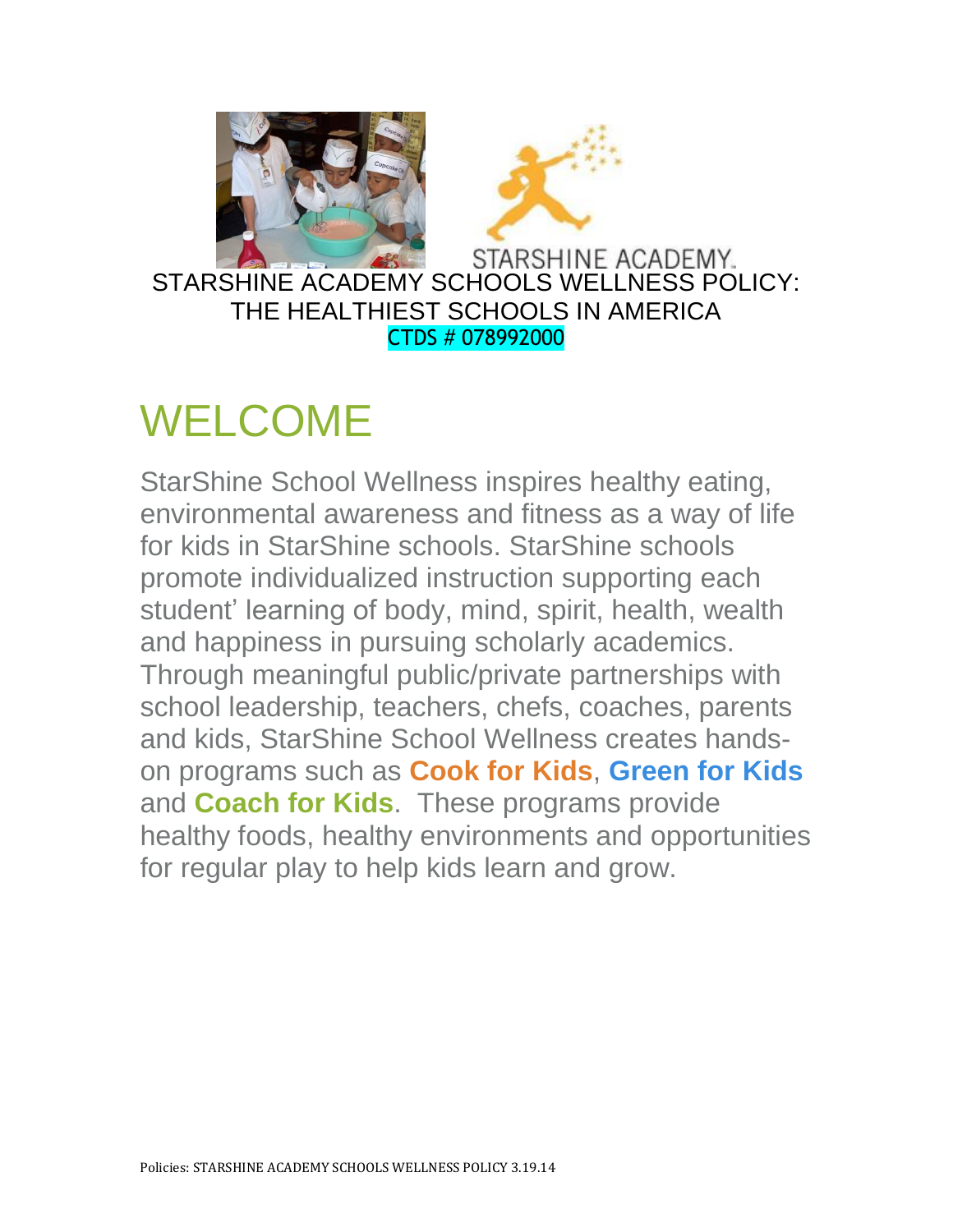STARSHINE ACADEMY

STARSHINE ACADEMY SCHOOLS WELLNESS POLICY:
THE HEALTHIEST SCHOOLS IN AMERICA
CTDS # 078992000

# WELCOME

StarShine School Wellness inspires healthy eating, environmental awareness and fitness as a way of life for kids in StarShine schools. StarShine schools promote individualized instruction supporting each student' learning of body, mind, spirit, health, wealth and happiness in pursuing scholarly academics. Through meaningful public/private partnerships with school leadership, teachers, chefs, coaches, parents and kids, StarShine School Wellness creates hands-on programs such as **Cook for Kids**, **Green for Kids** and **Coach for Kids**. These programs provide healthy foods, healthy environments and opportunities for regular play to help kids learn and grow.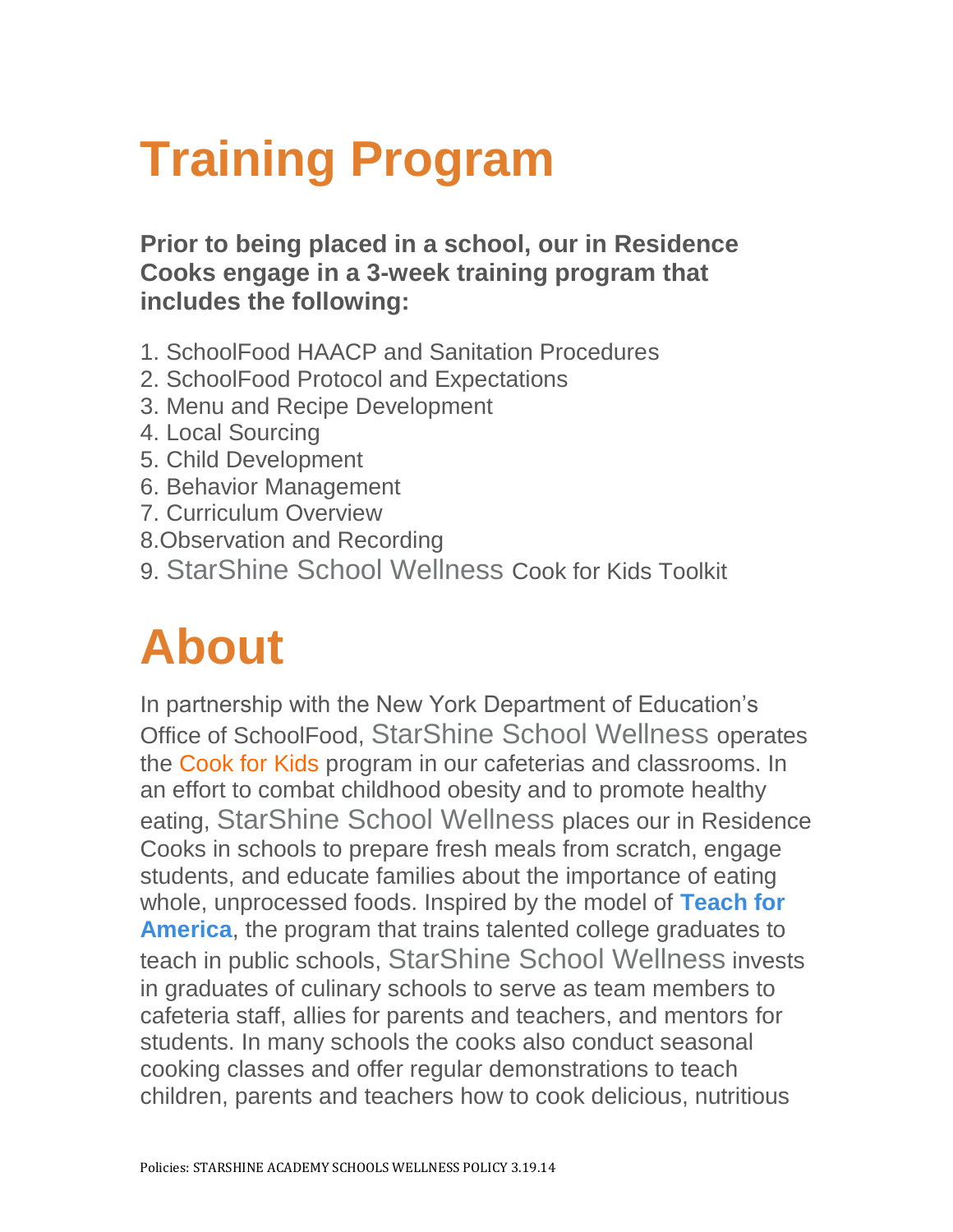# Training Program

**Prior to being placed in a school, our in Residence Cooks engage in a 3-week training program that includes the following:**

1. SchoolFood HAACP and Sanitation Procedures
2. SchoolFood Protocol and Expectations
3. Menu and Recipe Development
4. Local Sourcing
5. Child Development
6. Behavior Management
7. Curriculum Overview
8. Observation and Recording
9. StarShine School Wellness Cook for Kids Toolkit

# About

In partnership with the New York Department of Education's Office of SchoolFood, StarShine School Wellness operates the Cook for Kids program in our cafeterias and classrooms. In an effort to combat childhood obesity and to promote healthy eating, StarShine School Wellness places our in Residence Cooks in schools to prepare fresh meals from scratch, engage students, and educate families about the importance of eating whole, unprocessed foods. Inspired by the model of **Teach for America**, the program that trains talented college graduates to teach in public schools, StarShine School Wellness invests in graduates of culinary schools to serve as team members to cafeteria staff, allies for parents and teachers, and mentors for students. In many schools the cooks also conduct seasonal cooking classes and offer regular demonstrations to teach children, parents and teachers how to cook delicious, nutritious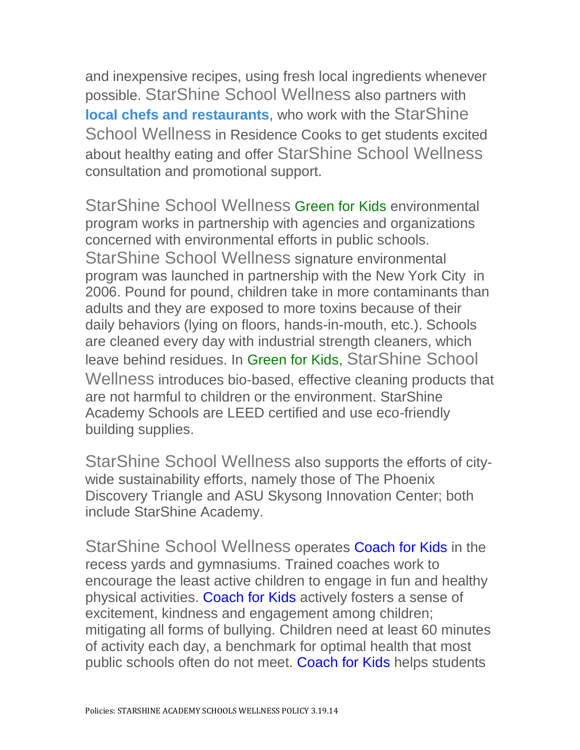and inexpensive recipes, using fresh local ingredients whenever possible. StarShine School Wellness also partners with **local chefs and restaurants**, who work with the StarShine School Wellness in Residence Cooks to get students excited about healthy eating and offer StarShine School Wellness consultation and promotional support.

StarShine School Wellness Green for Kids environmental program works in partnership with agencies and organizations concerned with environmental efforts in public schools. StarShine School Wellness signature environmental program was launched in partnership with the New York City in 2006. Pound for pound, children take in more contaminants than adults and they are exposed to more toxins because of their daily behaviors (lying on floors, hands-in-mouth, etc.). Schools are cleaned every day with industrial strength cleaners, which leave behind residues. In Green for Kids, StarShine School Wellness introduces bio-based, effective cleaning products that are not harmful to children or the environment. StarShine Academy Schools are LEED certified and use eco-friendly building supplies.

StarShine School Wellness also supports the efforts of city-wide sustainability efforts, namely those of The Phoenix Discovery Triangle and ASU Skysong Innovation Center; both include StarShine Academy.

StarShine School Wellness operates Coach for Kids in the recess yards and gymnasiums. Trained coaches work to encourage the least active children to engage in fun and healthy physical activities. Coach for Kids actively fosters a sense of excitement, kindness and engagement among children; mitigating all forms of bullying. Children need at least 60 minutes of activity each day, a benchmark for optimal health that most public schools often do not meet. Coach for Kids helps students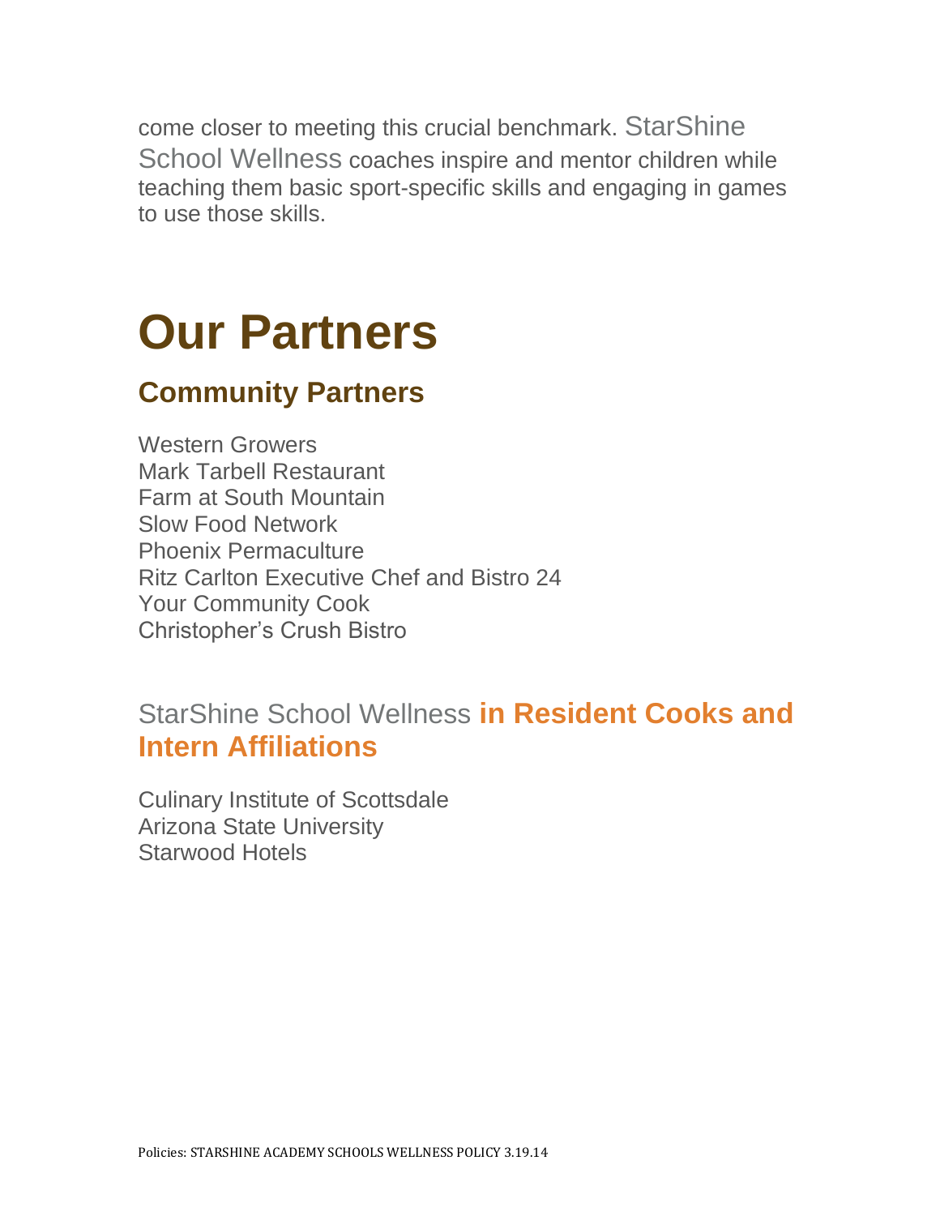come closer to meeting this crucial benchmark. StarShine School Wellness coaches inspire and mentor children while teaching them basic sport-specific skills and engaging in games to use those skills.

# Our Partners

## Community Partners

Western Growers
Mark Tarbell Restaurant
Farm at South Mountain
Slow Food Network
Phoenix Permaculture
Ritz Carlton Executive Chef and Bistro 24
Your Community Cook
Christopher's Crush Bistro

## StarShine School Wellness **in Resident Cooks and Intern Affiliations**

Culinary Institute of Scottsdale
Arizona State University
Starwood Hotels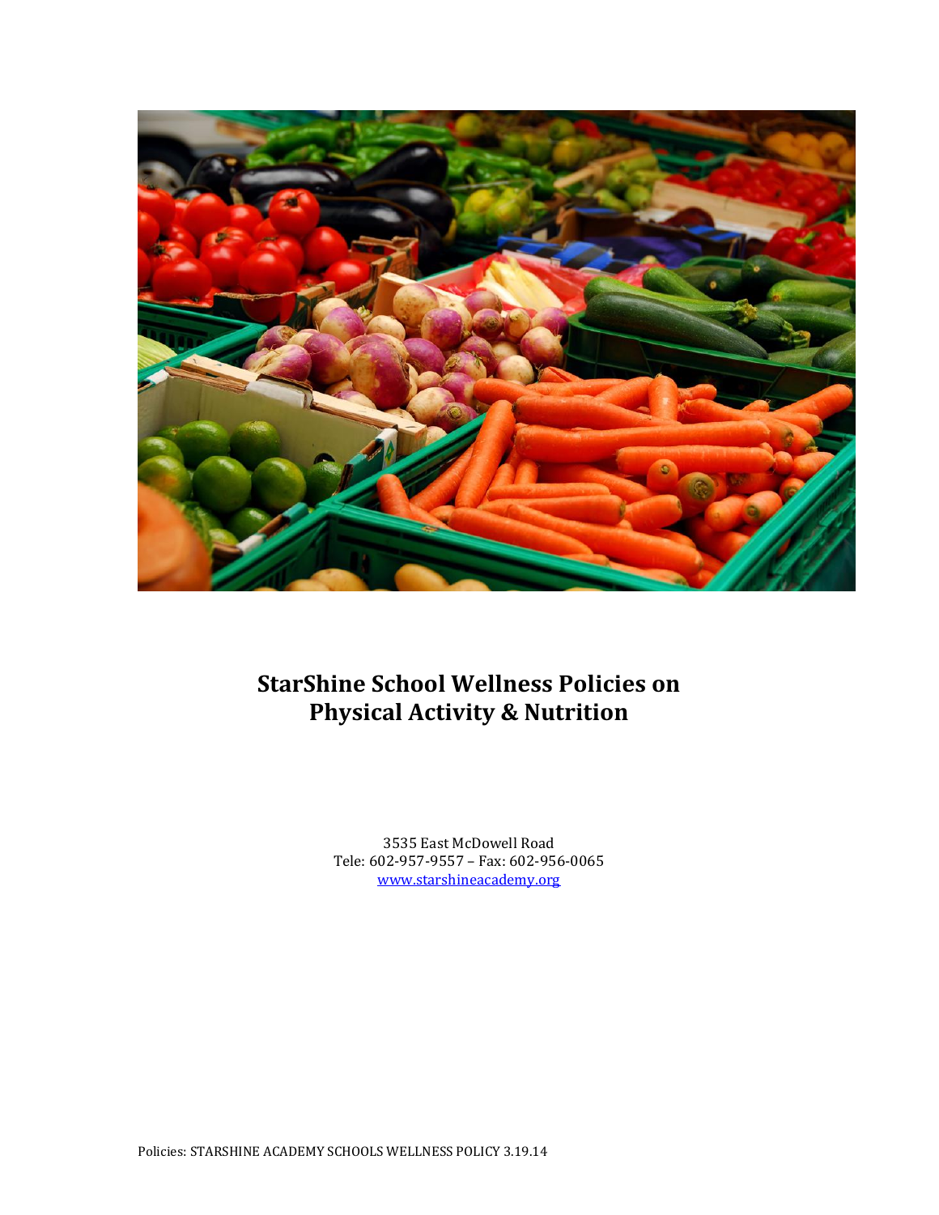# StarShine School Wellness Policies on Physical Activity & Nutrition

3535 East McDowell Road
Tele: 602-957-9557 – Fax: 602-956-0065
www.starshineacademy.org

Policies: STARSHINE ACADEMY SCHOOLS WELLNESS POLICY 3.19.14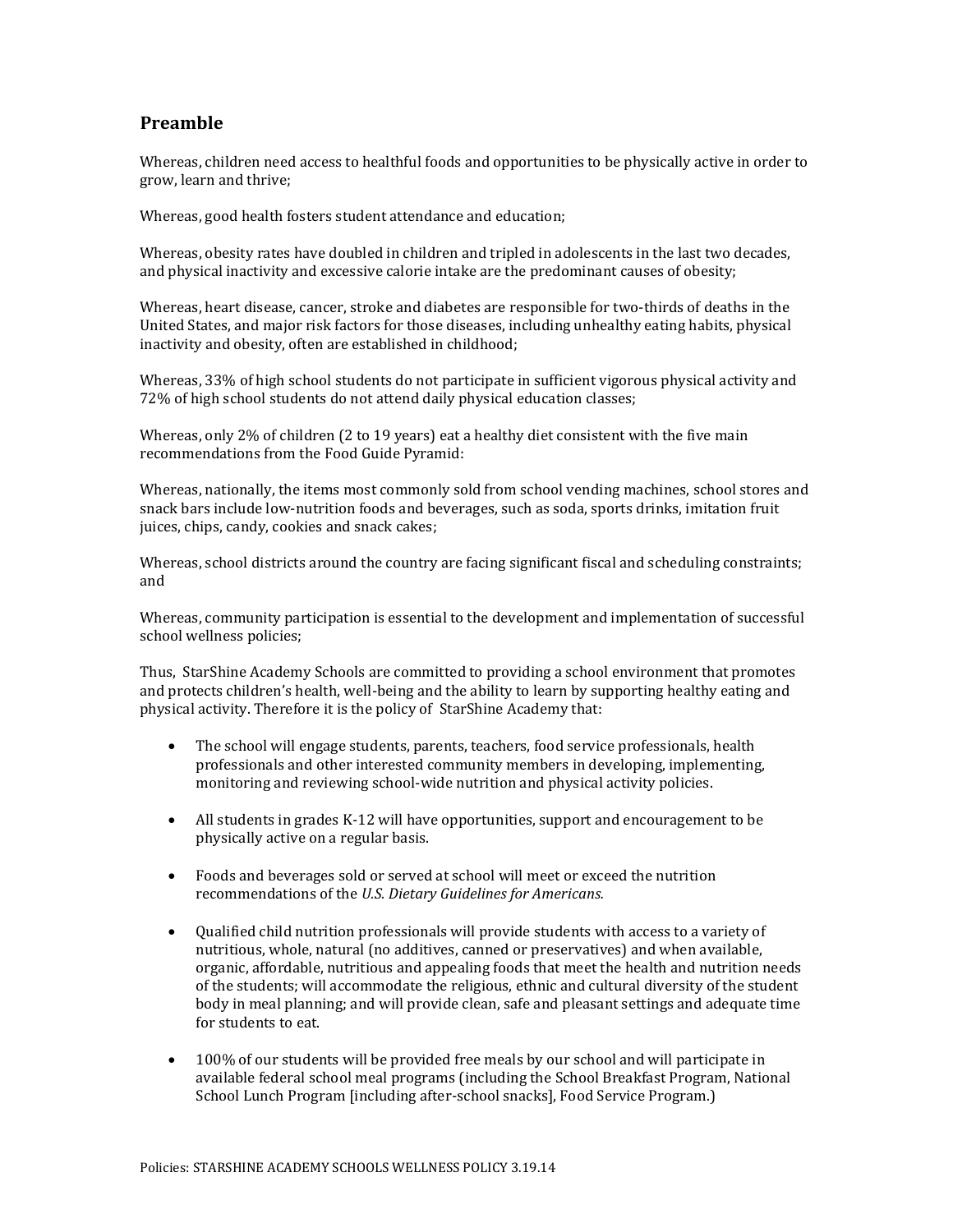## Preamble

Whereas, children need access to healthful foods and opportunities to be physically active in order to grow, learn and thrive;

Whereas, good health fosters student attendance and education;

Whereas, obesity rates have doubled in children and tripled in adolescents in the last two decades, and physical inactivity and excessive calorie intake are the predominant causes of obesity;

Whereas, heart disease, cancer, stroke and diabetes are responsible for two-thirds of deaths in the United States, and major risk factors for those diseases, including unhealthy eating habits, physical inactivity and obesity, often are established in childhood;

Whereas, 33% of high school students do not participate in sufficient vigorous physical activity and 72% of high school students do not attend daily physical education classes;

Whereas, only 2% of children (2 to 19 years) eat a healthy diet consistent with the five main recommendations from the Food Guide Pyramid:

Whereas, nationally, the items most commonly sold from school vending machines, school stores and snack bars include low-nutrition foods and beverages, such as soda, sports drinks, imitation fruit juices, chips, candy, cookies and snack cakes;

Whereas, school districts around the country are facing significant fiscal and scheduling constraints; and

Whereas, community participation is essential to the development and implementation of successful school wellness policies;

Thus, StarShine Academy Schools are committed to providing a school environment that promotes and protects children's health, well-being and the ability to learn by supporting healthy eating and physical activity. Therefore it is the policy of StarShine Academy that:

- The school will engage students, parents, teachers, food service professionals, health professionals and other interested community members in developing, implementing, monitoring and reviewing school-wide nutrition and physical activity policies.

- All students in grades K-12 will have opportunities, support and encouragement to be physically active on a regular basis.

- Foods and beverages sold or served at school will meet or exceed the nutrition recommendations of the *U.S. Dietary Guidelines for Americans.*

- Qualified child nutrition professionals will provide students with access to a variety of nutritious, whole, natural (no additives, canned or preservatives) and when available, organic, affordable, nutritious and appealing foods that meet the health and nutrition needs of the students; will accommodate the religious, ethnic and cultural diversity of the student body in meal planning; and will provide clean, safe and pleasant settings and adequate time for students to eat.

- 100% of our students will be provided free meals by our school and will participate in available federal school meal programs (including the School Breakfast Program, National School Lunch Program [including after-school snacks], Food Service Program.)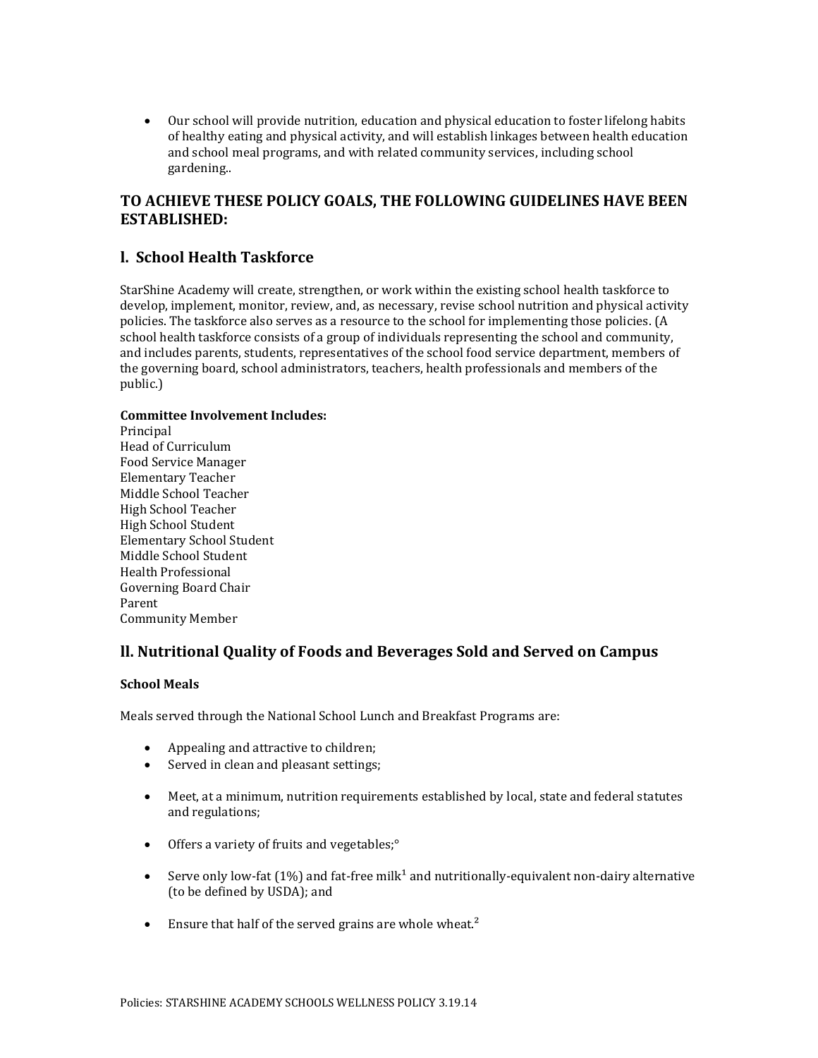- Our school will provide nutrition, education and physical education to foster lifelong habits of healthy eating and physical activity, and will establish linkages between health education and school meal programs, and with related community services, including school gardening..

## TO ACHIEVE THESE POLICY GOALS, THE FOLLOWING GUIDELINES HAVE BEEN ESTABLISHED:

## l. School Health Taskforce

StarShine Academy will create, strengthen, or work within the existing school health taskforce to develop, implement, monitor, review, and, as necessary, revise school nutrition and physical activity policies. The taskforce also serves as a resource to the school for implementing those policies. (A school health taskforce consists of a group of individuals representing the school and community, and includes parents, students, representatives of the school food service department, members of the governing board, school administrators, teachers, health professionals and members of the public.)

**Committee Involvement Includes:**
Principal
Head of Curriculum
Food Service Manager
Elementary Teacher
Middle School Teacher
High School Teacher
High School Student
Elementary School Student
Middle School Student
Health Professional
Governing Board Chair
Parent
Community Member

## ll. Nutritional Quality of Foods and Beverages Sold and Served on Campus

**School Meals**

Meals served through the National School Lunch and Breakfast Programs are:

- Appealing and attractive to children;
- Served in clean and pleasant settings;
- Meet, at a minimum, nutrition requirements established by local, state and federal statutes and regulations;
- Offers a variety of fruits and vegetables;°
- Serve only low-fat (1%) and fat-free milk[1] and nutritionally-equivalent non-dairy alternative (to be defined by USDA); and
- Ensure that half of the served grains are whole wheat.[2]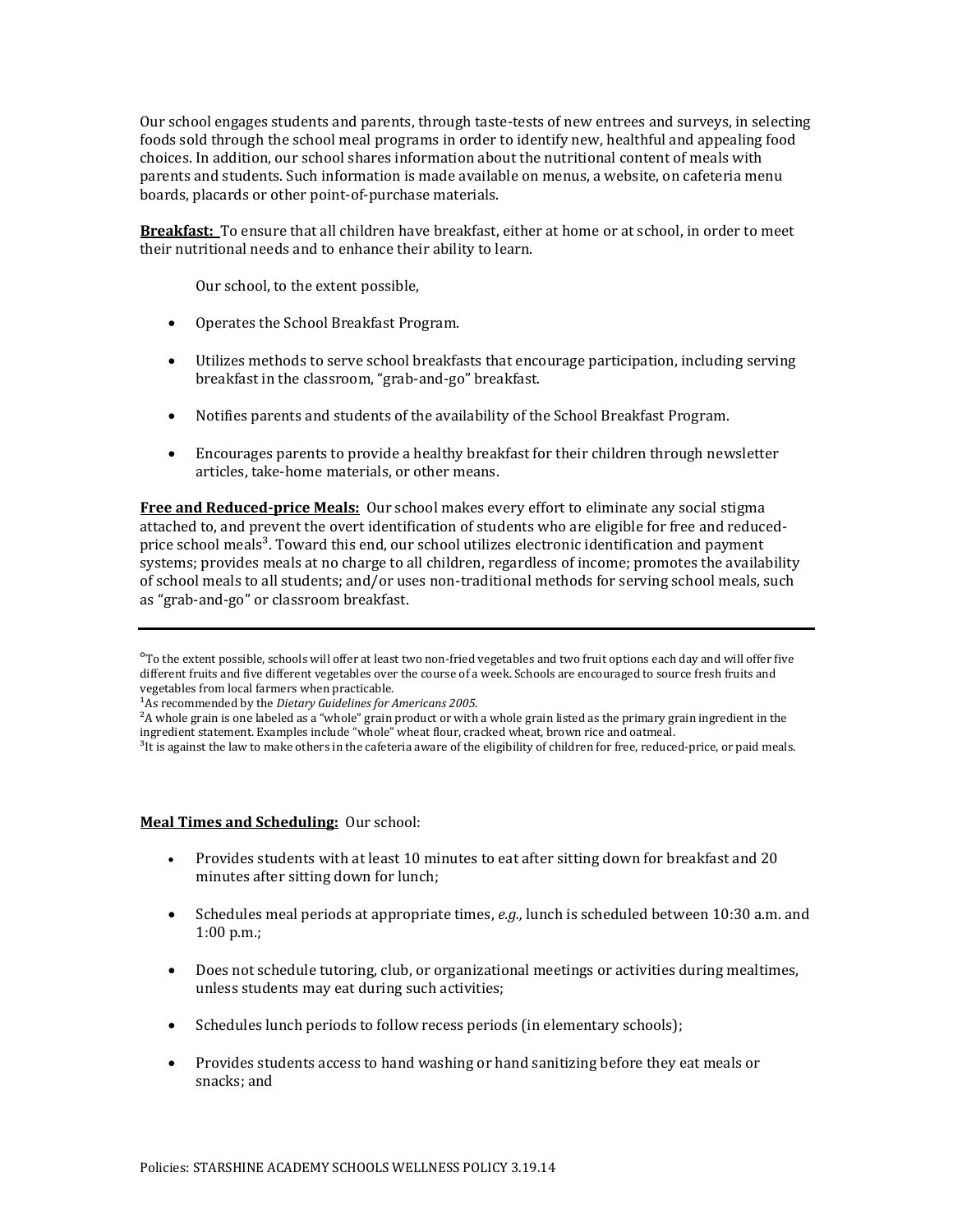Our school engages students and parents, through taste-tests of new entrees and surveys, in selecting foods sold through the school meal programs in order to identify new, healthful and appealing food choices. In addition, our school shares information about the nutritional content of meals with parents and students. Such information is made available on menus, a website, on cafeteria menu boards, placards or other point-of-purchase materials.

**Breakfast:** To ensure that all children have breakfast, either at home or at school, in order to meet their nutritional needs and to enhance their ability to learn.

Our school, to the extent possible,

- Operates the School Breakfast Program.
- Utilizes methods to serve school breakfasts that encourage participation, including serving breakfast in the classroom, "grab-and-go" breakfast.
- Notifies parents and students of the availability of the School Breakfast Program.
- Encourages parents to provide a healthy breakfast for their children through newsletter articles, take-home materials, or other means.

**Free and Reduced-price Meals:** Our school makes every effort to eliminate any social stigma attached to, and prevent the overt identification of students who are eligible for free and reduced-price school meals[3]. Toward this end, our school utilizes electronic identification and payment systems; provides meals at no charge to all children, regardless of income; promotes the availability of school meals to all students; and/or uses non-traditional methods for serving school meals, such as "grab-and-go" or classroom breakfast.

---

[°]To the extent possible, schools will offer at least two non-fried vegetables and two fruit options each day and will offer five different fruits and five different vegetables over the course of a week. Schools are encouraged to source fresh fruits and vegetables from local farmers when practicable.

[1]As recommended by the *Dietary Guidelines for Americans 2005.*

[2]A whole grain is one labeled as a "whole" grain product or with a whole grain listed as the primary grain ingredient in the ingredient statement. Examples include "whole" wheat flour, cracked wheat, brown rice and oatmeal.

[3]It is against the law to make others in the cafeteria aware of the eligibility of children for free, reduced-price, or paid meals.

**Meal Times and Scheduling:** Our school:

- Provides students with at least 10 minutes to eat after sitting down for breakfast and 20 minutes after sitting down for lunch;
- Schedules meal periods at appropriate times, *e.g.,* lunch is scheduled between 10:30 a.m. and 1:00 p.m.;
- Does not schedule tutoring, club, or organizational meetings or activities during mealtimes, unless students may eat during such activities;
- Schedules lunch periods to follow recess periods (in elementary schools);
- Provides students access to hand washing or hand sanitizing before they eat meals or snacks; and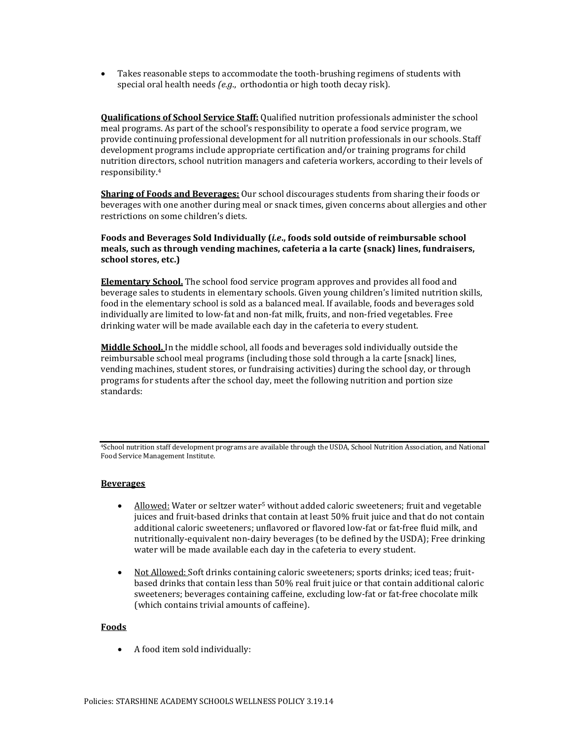- Takes reasonable steps to accommodate the tooth-brushing regimens of students with special oral health needs *(e.g.,* orthodontia or high tooth decay risk).

**Qualifications of School Service Staff:** Qualified nutrition professionals administer the school meal programs. As part of the school's responsibility to operate a food service program, we provide continuing professional development for all nutrition professionals in our schools. Staff development programs include appropriate certification and/or training programs for child nutrition directors, school nutrition managers and cafeteria workers, according to their levels of responsibility.[4]

**Sharing of Foods and Beverages:** Our school discourages students from sharing their foods or beverages with one another during meal or snack times, given concerns about allergies and other restrictions on some children's diets.

**Foods and Beverages Sold Individually (*i.e*., foods sold outside of reimbursable school meals, such as through vending machines, cafeteria a la carte (snack) lines, fundraisers, school stores, etc.)**

**Elementary School.** The school food service program approves and provides all food and beverage sales to students in elementary schools. Given young children's limited nutrition skills, food in the elementary school is sold as a balanced meal. If available, foods and beverages sold individually are limited to low-fat and non-fat milk, fruits, and non-fried vegetables. Free drinking water will be made available each day in the cafeteria to every student.

**Middle School.** In the middle school, all foods and beverages sold individually outside the reimbursable school meal programs (including those sold through a la carte [snack] lines, vending machines, student stores, or fundraising activities) during the school day, or through programs for students after the school day, meet the following nutrition and portion size standards:

[4]School nutrition staff development programs are available through the USDA, School Nutrition Association, and National Food Service Management Institute.

**Beverages**

- Allowed: Water or seltzer water[5] without added caloric sweeteners; fruit and vegetable juices and fruit-based drinks that contain at least 50% fruit juice and that do not contain additional caloric sweeteners; unflavored or flavored low-fat or fat-free fluid milk, and nutritionally-equivalent non-dairy beverages (to be defined by the USDA); Free drinking water will be made available each day in the cafeteria to every student.

- Not Allowed: Soft drinks containing caloric sweeteners; sports drinks; iced teas; fruit-based drinks that contain less than 50% real fruit juice or that contain additional caloric sweeteners; beverages containing caffeine, excluding low-fat or fat-free chocolate milk (which contains trivial amounts of caffeine).

**Foods**

- A food item sold individually: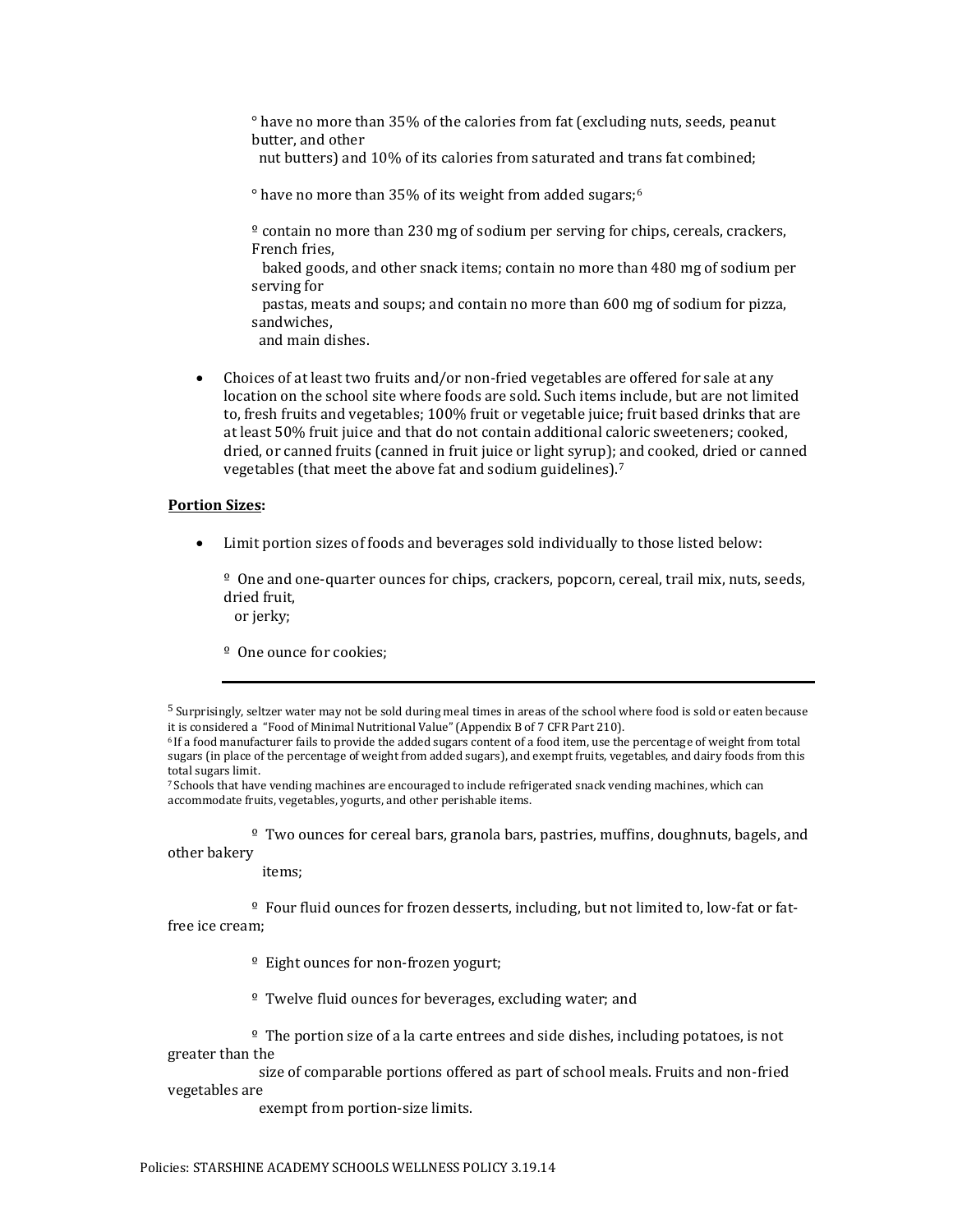° have no more than 35% of the calories from fat (excluding nuts, seeds, peanut butter, and other nut butters) and 10% of its calories from saturated and trans fat combined;

° have no more than 35% of its weight from added sugars;[6]

º contain no more than 230 mg of sodium per serving for chips, cereals, crackers, French fries, baked goods, and other snack items; contain no more than 480 mg of sodium per serving for pastas, meats and soups; and contain no more than 600 mg of sodium for pizza, sandwiches, and main dishes.

- Choices of at least two fruits and/or non-fried vegetables are offered for sale at any location on the school site where foods are sold. Such items include, but are not limited to, fresh fruits and vegetables; 100% fruit or vegetable juice; fruit based drinks that are at least 50% fruit juice and that do not contain additional caloric sweeteners; cooked, dried, or canned fruits (canned in fruit juice or light syrup); and cooked, dried or canned vegetables (that meet the above fat and sodium guidelines).[7]

**Portion Sizes:**

- Limit portion sizes of foods and beverages sold individually to those listed below:

  º One and one-quarter ounces for chips, crackers, popcorn, cereal, trail mix, nuts, seeds, dried fruit, or jerky;

  º One ounce for cookies;

  º Two ounces for cereal bars, granola bars, pastries, muffins, doughnuts, bagels, and other bakery items;

  º Four fluid ounces for frozen desserts, including, but not limited to, low-fat or fat-free ice cream;

  º Eight ounces for non-frozen yogurt;

  º Twelve fluid ounces for beverages, excluding water; and

  º The portion size of a la carte entrees and side dishes, including potatoes, is not greater than the size of comparable portions offered as part of school meals. Fruits and non-fried vegetables are exempt from portion-size limits.

---

[5] Surprisingly, seltzer water may not be sold during meal times in areas of the school where food is sold or eaten because it is considered a "Food of Minimal Nutritional Value" (Appendix B of 7 CFR Part 210).

[6] If a food manufacturer fails to provide the added sugars content of a food item, use the percentage of weight from total sugars (in place of the percentage of weight from added sugars), and exempt fruits, vegetables, and dairy foods from this total sugars limit.

[7] Schools that have vending machines are encouraged to include refrigerated snack vending machines, which can accommodate fruits, vegetables, yogurts, and other perishable items.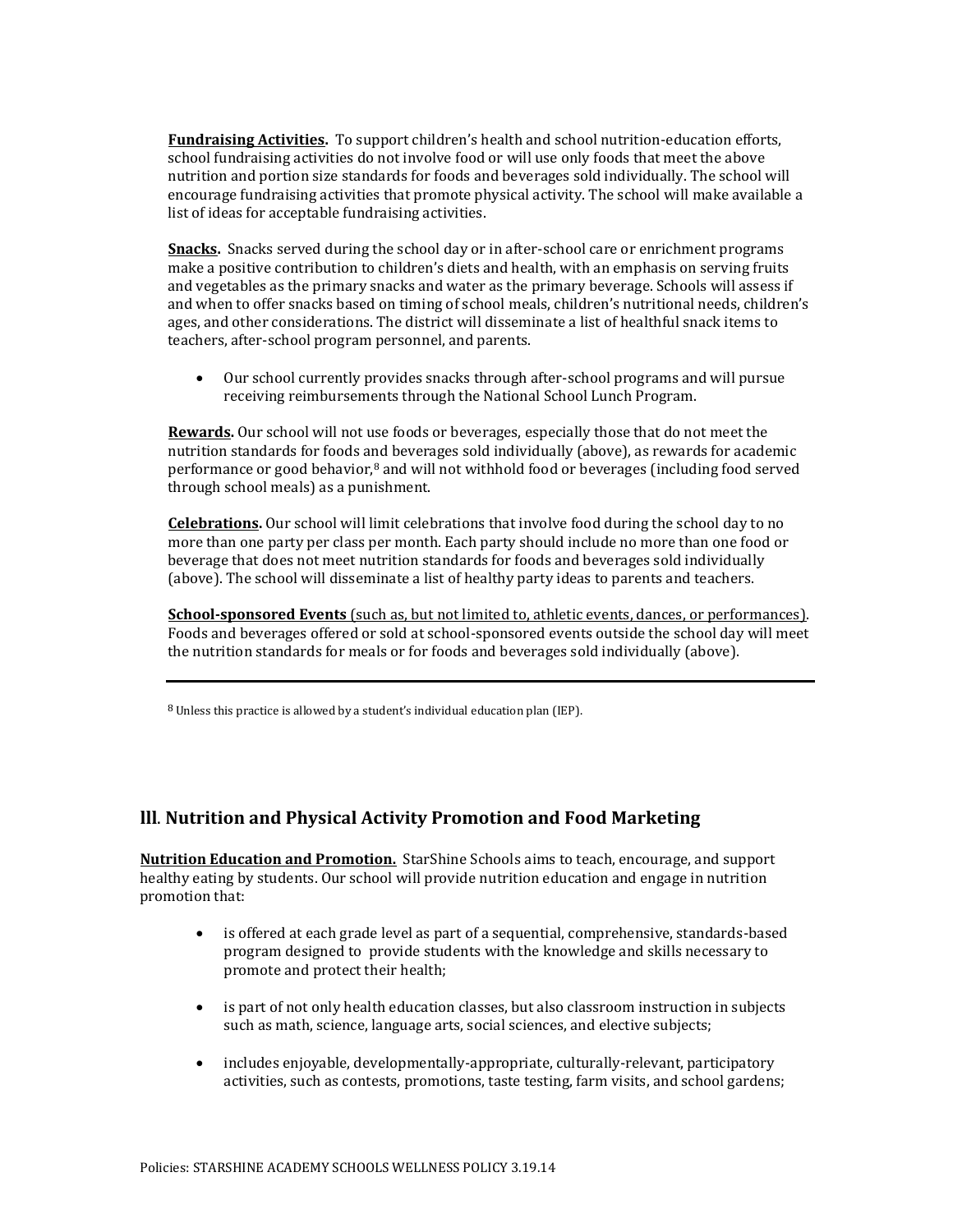**Fundraising Activities.** To support children's health and school nutrition-education efforts, school fundraising activities do not involve food or will use only foods that meet the above nutrition and portion size standards for foods and beverages sold individually. The school will encourage fundraising activities that promote physical activity. The school will make available a list of ideas for acceptable fundraising activities.

**Snacks.** Snacks served during the school day or in after-school care or enrichment programs make a positive contribution to children's diets and health, with an emphasis on serving fruits and vegetables as the primary snacks and water as the primary beverage. Schools will assess if and when to offer snacks based on timing of school meals, children's nutritional needs, children's ages, and other considerations. The district will disseminate a list of healthful snack items to teachers, after-school program personnel, and parents.

- Our school currently provides snacks through after-school programs and will pursue receiving reimbursements through the National School Lunch Program.

**Rewards.** Our school will not use foods or beverages, especially those that do not meet the nutrition standards for foods and beverages sold individually (above), as rewards for academic performance or good behavior,[8] and will not withhold food or beverages (including food served through school meals) as a punishment.

**Celebrations.** Our school will limit celebrations that involve food during the school day to no more than one party per class per month. Each party should include no more than one food or beverage that does not meet nutrition standards for foods and beverages sold individually (above). The school will disseminate a list of healthy party ideas to parents and teachers.

**School-sponsored Events** (such as, but not limited to, athletic events, dances, or performances). Foods and beverages offered or sold at school-sponsored events outside the school day will meet the nutrition standards for meals or for foods and beverages sold individually (above).

---

[8] Unless this practice is allowed by a student's individual education plan (IEP).

## lll. Nutrition and Physical Activity Promotion and Food Marketing

**Nutrition Education and Promotion.** StarShine Schools aims to teach, encourage, and support healthy eating by students. Our school will provide nutrition education and engage in nutrition promotion that:

- is offered at each grade level as part of a sequential, comprehensive, standards-based program designed to provide students with the knowledge and skills necessary to promote and protect their health;

- is part of not only health education classes, but also classroom instruction in subjects such as math, science, language arts, social sciences, and elective subjects;

- includes enjoyable, developmentally-appropriate, culturally-relevant, participatory activities, such as contests, promotions, taste testing, farm visits, and school gardens;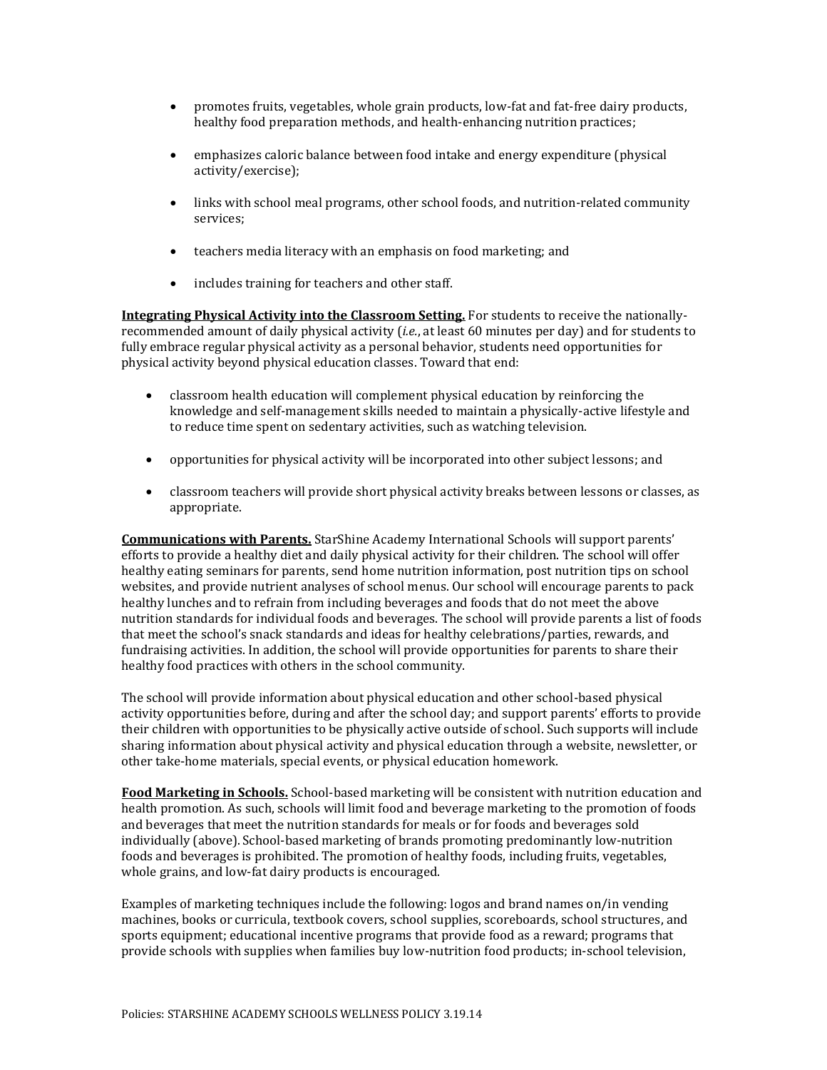- promotes fruits, vegetables, whole grain products, low-fat and fat-free dairy products, healthy food preparation methods, and health-enhancing nutrition practices;

- emphasizes caloric balance between food intake and energy expenditure (physical activity/exercise);

- links with school meal programs, other school foods, and nutrition-related community services;

- teachers media literacy with an emphasis on food marketing; and

- includes training for teachers and other staff.

**Integrating Physical Activity into the Classroom Setting.** For students to receive the nationally-recommended amount of daily physical activity (*i.e.*, at least 60 minutes per day) and for students to fully embrace regular physical activity as a personal behavior, students need opportunities for physical activity beyond physical education classes. Toward that end:

- classroom health education will complement physical education by reinforcing the knowledge and self-management skills needed to maintain a physically-active lifestyle and to reduce time spent on sedentary activities, such as watching television.

- opportunities for physical activity will be incorporated into other subject lessons; and

- classroom teachers will provide short physical activity breaks between lessons or classes, as appropriate.

**Communications with Parents.** StarShine Academy International Schools will support parents' efforts to provide a healthy diet and daily physical activity for their children. The school will offer healthy eating seminars for parents, send home nutrition information, post nutrition tips on school websites, and provide nutrient analyses of school menus. Our school will encourage parents to pack healthy lunches and to refrain from including beverages and foods that do not meet the above nutrition standards for individual foods and beverages. The school will provide parents a list of foods that meet the school's snack standards and ideas for healthy celebrations/parties, rewards, and fundraising activities. In addition, the school will provide opportunities for parents to share their healthy food practices with others in the school community.

The school will provide information about physical education and other school-based physical activity opportunities before, during and after the school day; and support parents' efforts to provide their children with opportunities to be physically active outside of school. Such supports will include sharing information about physical activity and physical education through a website, newsletter, or other take-home materials, special events, or physical education homework.

**Food Marketing in Schools.** School-based marketing will be consistent with nutrition education and health promotion. As such, schools will limit food and beverage marketing to the promotion of foods and beverages that meet the nutrition standards for meals or for foods and beverages sold individually (above). School-based marketing of brands promoting predominantly low-nutrition foods and beverages is prohibited. The promotion of healthy foods, including fruits, vegetables, whole grains, and low-fat dairy products is encouraged.

Examples of marketing techniques include the following: logos and brand names on/in vending machines, books or curricula, textbook covers, school supplies, scoreboards, school structures, and sports equipment; educational incentive programs that provide food as a reward; programs that provide schools with supplies when families buy low-nutrition food products; in-school television,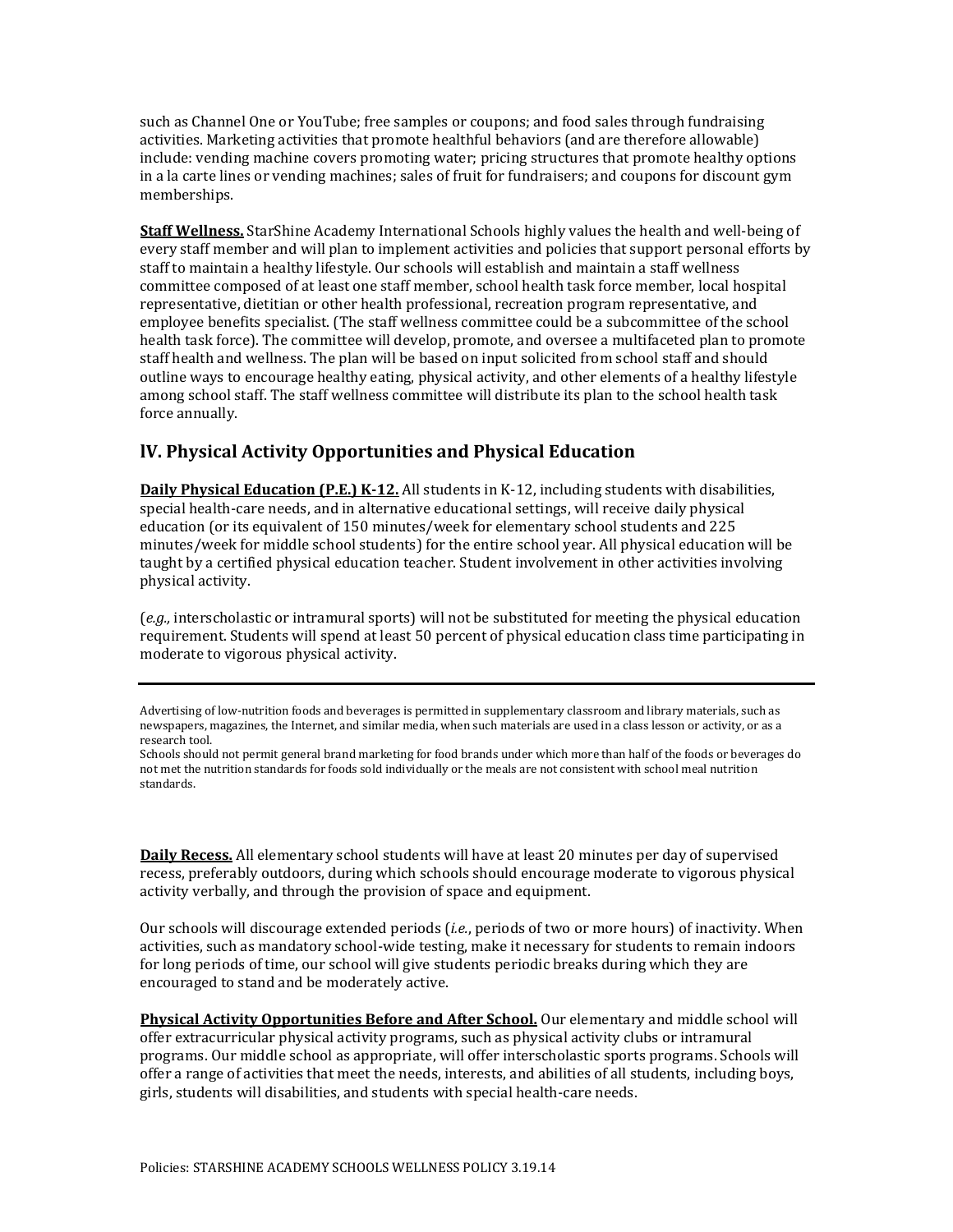such as Channel One or YouTube; free samples or coupons; and food sales through fundraising activities. Marketing activities that promote healthful behaviors (and are therefore allowable) include: vending machine covers promoting water; pricing structures that promote healthy options in a la carte lines or vending machines; sales of fruit for fundraisers; and coupons for discount gym memberships.

**Staff Wellness.** StarShine Academy International Schools highly values the health and well-being of every staff member and will plan to implement activities and policies that support personal efforts by staff to maintain a healthy lifestyle. Our schools will establish and maintain a staff wellness committee composed of at least one staff member, school health task force member, local hospital representative, dietitian or other health professional, recreation program representative, and employee benefits specialist. (The staff wellness committee could be a subcommittee of the school health task force). The committee will develop, promote, and oversee a multifaceted plan to promote staff health and wellness. The plan will be based on input solicited from school staff and should outline ways to encourage healthy eating, physical activity, and other elements of a healthy lifestyle among school staff. The staff wellness committee will distribute its plan to the school health task force annually.

## lV. Physical Activity Opportunities and Physical Education

**Daily Physical Education (P.E.) K-12.** All students in K-12, including students with disabilities, special health-care needs, and in alternative educational settings, will receive daily physical education (or its equivalent of 150 minutes/week for elementary school students and 225 minutes/week for middle school students) for the entire school year. All physical education will be taught by a certified physical education teacher. Student involvement in other activities involving physical activity.

(*e.g.,* interscholastic or intramural sports) will not be substituted for meeting the physical education requirement. Students will spend at least 50 percent of physical education class time participating in moderate to vigorous physical activity.

---

Advertising of low-nutrition foods and beverages is permitted in supplementary classroom and library materials, such as newspapers, magazines, the Internet, and similar media, when such materials are used in a class lesson or activity, or as a research tool.
Schools should not permit general brand marketing for food brands under which more than half of the foods or beverages do not met the nutrition standards for foods sold individually or the meals are not consistent with school meal nutrition standards.

**Daily Recess.** All elementary school students will have at least 20 minutes per day of supervised recess, preferably outdoors, during which schools should encourage moderate to vigorous physical activity verbally, and through the provision of space and equipment.

Our schools will discourage extended periods (*i.e.*, periods of two or more hours) of inactivity. When activities, such as mandatory school-wide testing, make it necessary for students to remain indoors for long periods of time, our school will give students periodic breaks during which they are encouraged to stand and be moderately active.

**Physical Activity Opportunities Before and After School.** Our elementary and middle school will offer extracurricular physical activity programs, such as physical activity clubs or intramural programs. Our middle school as appropriate, will offer interscholastic sports programs. Schools will offer a range of activities that meet the needs, interests, and abilities of all students, including boys, girls, students will disabilities, and students with special health-care needs.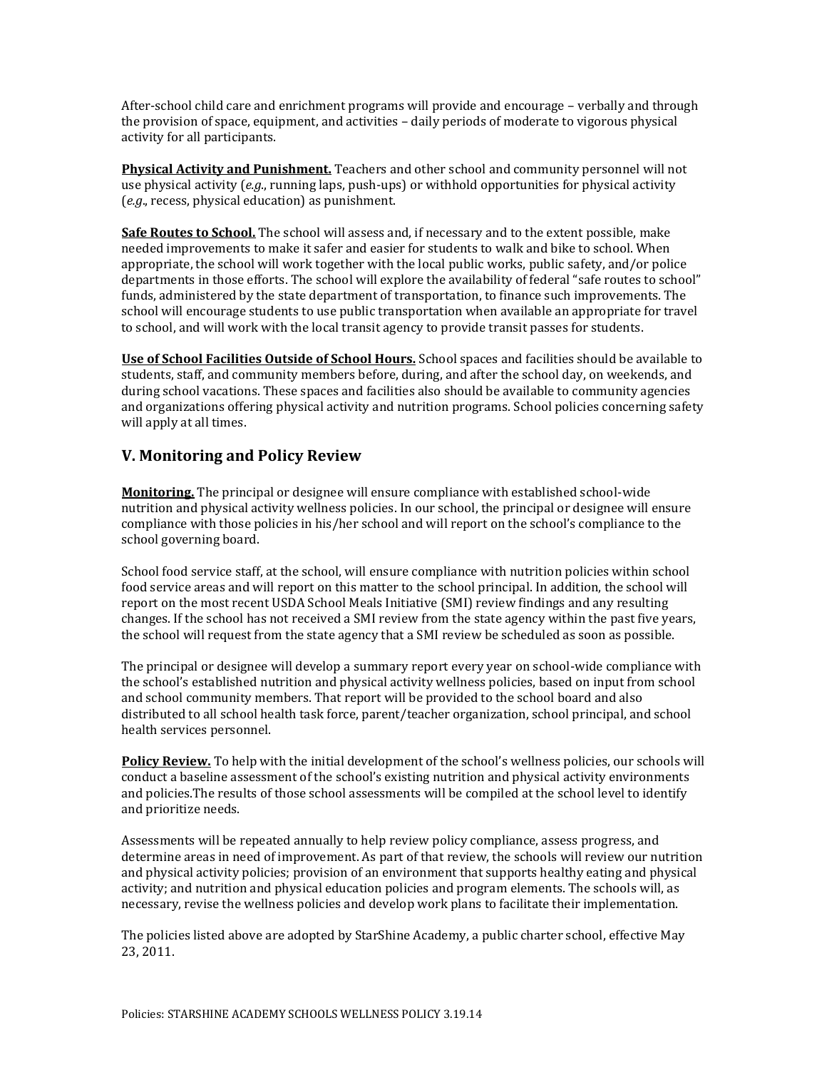After-school child care and enrichment programs will provide and encourage – verbally and through the provision of space, equipment, and activities – daily periods of moderate to vigorous physical activity for all participants.

**Physical Activity and Punishment.** Teachers and other school and community personnel will not use physical activity (*e.g.*, running laps, push-ups) or withhold opportunities for physical activity (*e.g.*, recess, physical education) as punishment.

**Safe Routes to School.** The school will assess and, if necessary and to the extent possible, make needed improvements to make it safer and easier for students to walk and bike to school. When appropriate, the school will work together with the local public works, public safety, and/or police departments in those efforts. The school will explore the availability of federal "safe routes to school" funds, administered by the state department of transportation, to finance such improvements. The school will encourage students to use public transportation when available an appropriate for travel to school, and will work with the local transit agency to provide transit passes for students.

**Use of School Facilities Outside of School Hours.** School spaces and facilities should be available to students, staff, and community members before, during, and after the school day, on weekends, and during school vacations. These spaces and facilities also should be available to community agencies and organizations offering physical activity and nutrition programs. School policies concerning safety will apply at all times.

## V. Monitoring and Policy Review

**Monitoring.** The principal or designee will ensure compliance with established school-wide nutrition and physical activity wellness policies. In our school, the principal or designee will ensure compliance with those policies in his/her school and will report on the school's compliance to the school governing board.

School food service staff, at the school, will ensure compliance with nutrition policies within school food service areas and will report on this matter to the school principal. In addition, the school will report on the most recent USDA School Meals Initiative (SMI) review findings and any resulting changes. If the school has not received a SMI review from the state agency within the past five years, the school will request from the state agency that a SMI review be scheduled as soon as possible.

The principal or designee will develop a summary report every year on school-wide compliance with the school's established nutrition and physical activity wellness policies, based on input from school and school community members. That report will be provided to the school board and also distributed to all school health task force, parent/teacher organization, school principal, and school health services personnel.

**Policy Review.** To help with the initial development of the school's wellness policies, our schools will conduct a baseline assessment of the school's existing nutrition and physical activity environments and policies.The results of those school assessments will be compiled at the school level to identify and prioritize needs.

Assessments will be repeated annually to help review policy compliance, assess progress, and determine areas in need of improvement. As part of that review, the schools will review our nutrition and physical activity policies; provision of an environment that supports healthy eating and physical activity; and nutrition and physical education policies and program elements. The schools will, as necessary, revise the wellness policies and develop work plans to facilitate their implementation.

The policies listed above are adopted by StarShine Academy, a public charter school, effective May 23, 2011.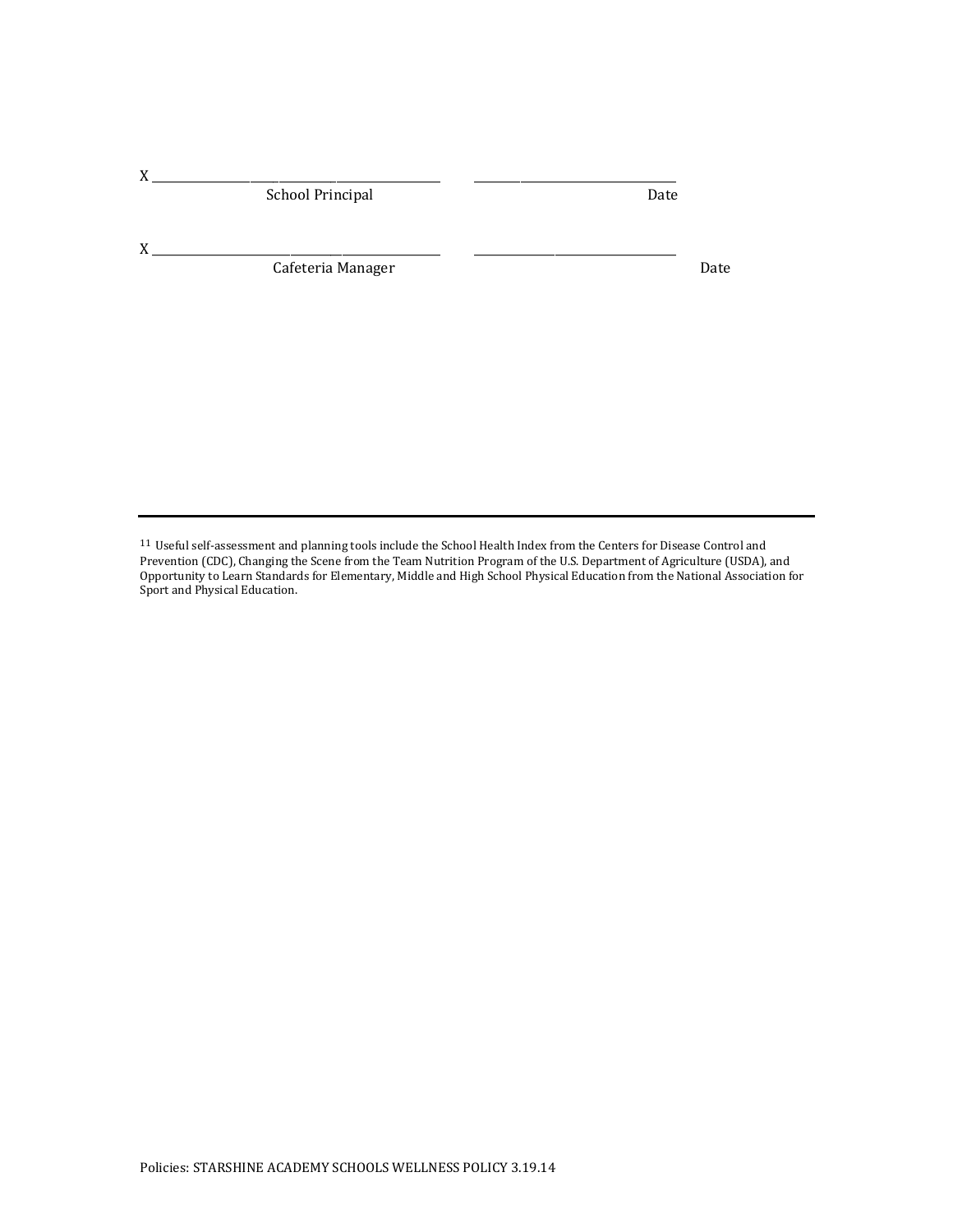X _______________________________________________ _________________________________
School Principal Date

X _______________________________________________ _________________________________
Cafeteria Manager Date

---

[11] Useful self-assessment and planning tools include the School Health Index from the Centers for Disease Control and Prevention (CDC), Changing the Scene from the Team Nutrition Program of the U.S. Department of Agriculture (USDA), and Opportunity to Learn Standards for Elementary, Middle and High School Physical Education from the National Association for Sport and Physical Education.